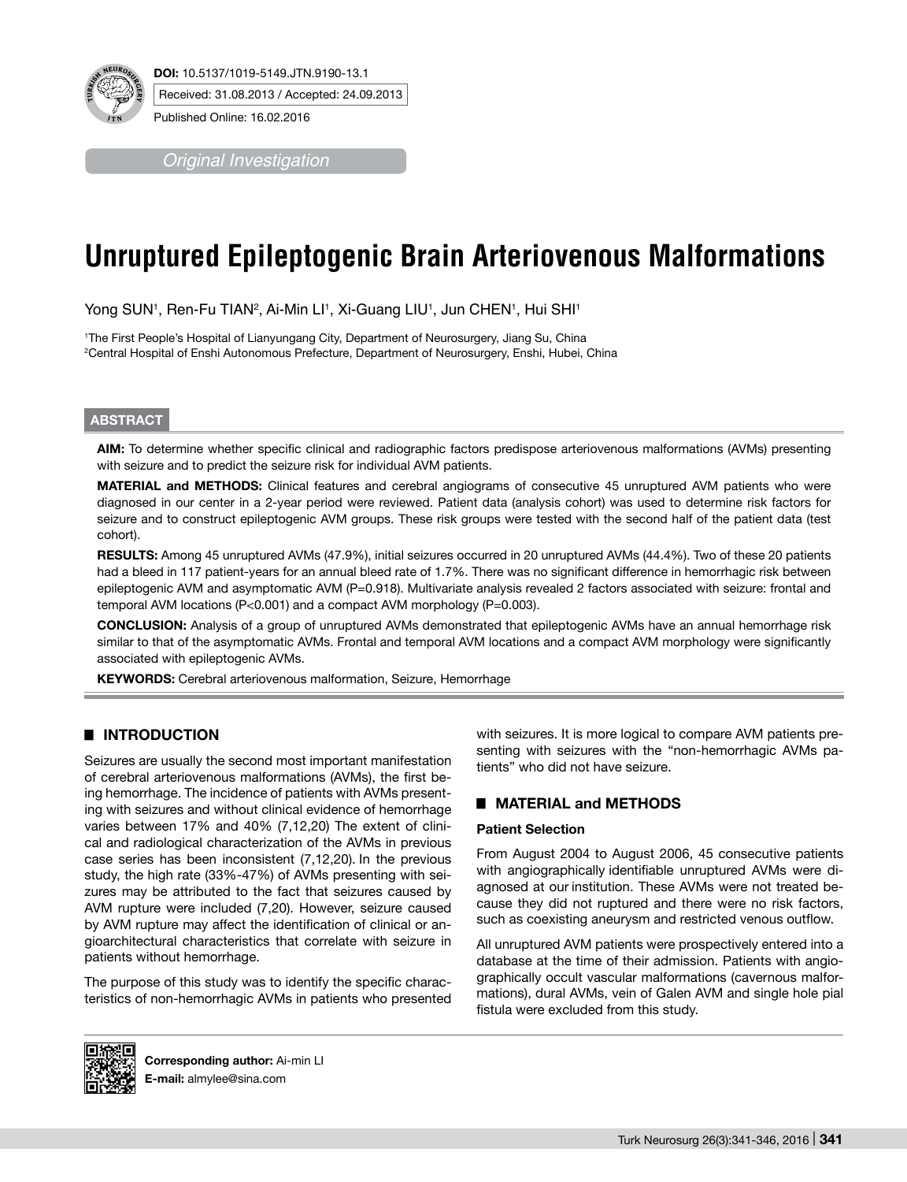**DOI:** 10.5137/1019-5149.JTN.9190-13.1

Received: 31.08.2013 / Accepted: 24.09.2013

Published Online: 16.02.2016

*Original Investigation*

# Unruptured Epileptogenic Brain Arteriovenous Malformations

Yong SUN[1], Ren-Fu TIAN[2], Ai-Min LI[1], Xi-Guang LIU[1], Jun CHEN[1], Hui SHI[1]

[1]The First People's Hospital of Lianyungang City, Department of Neurosurgery, Jiang Su, China
[2]Central Hospital of Enshi Autonomous Prefecture, Department of Neurosurgery, Enshi, Hubei, China

## ABSTRACT

**AIM:** To determine whether specific clinical and radiographic factors predispose arteriovenous malformations (AVMs) presenting with seizure and to predict the seizure risk for individual AVM patients.

**MATERIAL and METHODS:** Clinical features and cerebral angiograms of consecutive 45 unruptured AVM patients who were diagnosed in our center in a 2-year period were reviewed. Patient data (analysis cohort) was used to determine risk factors for seizure and to construct epileptogenic AVM groups. These risk groups were tested with the second half of the patient data (test cohort).

**RESULTS:** Among 45 unruptured AVMs (47.9%), initial seizures occurred in 20 unruptured AVMs (44.4%). Two of these 20 patients had a bleed in 117 patient-years for an annual bleed rate of 1.7%. There was no significant difference in hemorrhagic risk between epileptogenic AVM and asymptomatic AVM (P=0.918). Multivariate analysis revealed 2 factors associated with seizure: frontal and temporal AVM locations (P<0.001) and a compact AVM morphology (P=0.003).

**CONCLUSION:** Analysis of a group of unruptured AVMs demonstrated that epileptogenic AVMs have an annual hemorrhage risk similar to that of the asymptomatic AVMs. Frontal and temporal AVM locations and a compact AVM morphology were significantly associated with epileptogenic AVMs.

**KEYWORDS:** Cerebral arteriovenous malformation, Seizure, Hemorrhage

## INTRODUCTION

Seizures are usually the second most important manifestation of cerebral arteriovenous malformations (AVMs), the first being hemorrhage. The incidence of patients with AVMs presenting with seizures and without clinical evidence of hemorrhage varies between 17% and 40% (7,12,20) The extent of clinical and radiological characterization of the AVMs in previous case series has been inconsistent (7,12,20). In the previous study, the high rate (33%-47%) of AVMs presenting with seizures may be attributed to the fact that seizures caused by AVM rupture were included (7,20). However, seizure caused by AVM rupture may affect the identification of clinical or angioarchitectural characteristics that correlate with seizure in patients without hemorrhage.

The purpose of this study was to identify the specific characteristics of non-hemorrhagic AVMs in patients who presented with seizures. It is more logical to compare AVM patients presenting with seizures with the "non-hemorrhagic AVMs patients" who did not have seizure.

## MATERIAL and METHODS

### Patient Selection

From August 2004 to August 2006, 45 consecutive patients with angiographically identifiable unruptured AVMs were diagnosed at our institution. These AVMs were not treated because they did not ruptured and there were no risk factors, such as coexisting aneurysm and restricted venous outflow.

All unruptured AVM patients were prospectively entered into a database at the time of their admission. Patients with angiographically occult vascular malformations (cavernous malformations), dural AVMs, vein of Galen AVM and single hole pial fistula were excluded from this study.

**Corresponding author:** Ai-min LI
**E-mail:** almylee@sina.com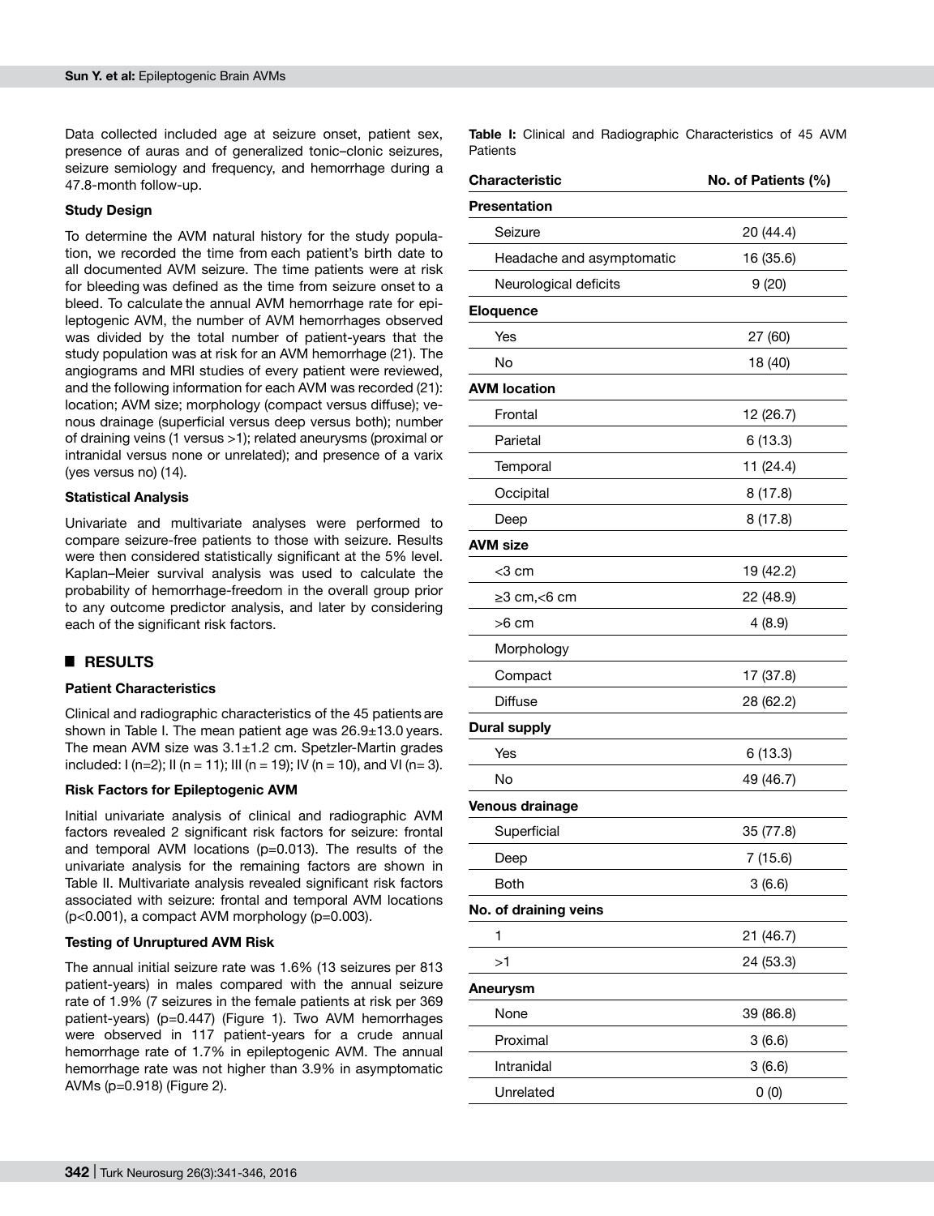Data collected included age at seizure onset, patient sex, presence of auras and of generalized tonic–clonic seizures, seizure semiology and frequency, and hemorrhage during a 47.8-month follow-up.

### Study Design

To determine the AVM natural history for the study population, we recorded the time from each patient's birth date to all documented AVM seizure. The time patients were at risk for bleeding was defined as the time from seizure onset to a bleed. To calculate the annual AVM hemorrhage rate for epileptogenic AVM, the number of AVM hemorrhages observed was divided by the total number of patient-years that the study population was at risk for an AVM hemorrhage (21). The angiograms and MRI studies of every patient were reviewed, and the following information for each AVM was recorded (21): location; AVM size; morphology (compact versus diffuse); venous drainage (superficial versus deep versus both); number of draining veins (1 versus >1); related aneurysms (proximal or intranidal versus none or unrelated); and presence of a varix (yes versus no) (14).

### Statistical Analysis

Univariate and multivariate analyses were performed to compare seizure-free patients to those with seizure. Results were then considered statistically significant at the 5% level. Kaplan–Meier survival analysis was used to calculate the probability of hemorrhage-freedom in the overall group prior to any outcome predictor analysis, and later by considering each of the significant risk factors.

## RESULTS

### Patient Characteristics

Clinical and radiographic characteristics of the 45 patients are shown in Table I. The mean patient age was 26.9±13.0 years. The mean AVM size was 3.1±1.2 cm. Spetzler-Martin grades included: I (n=2); II (n = 11); III (n = 19); IV (n = 10), and VI (n= 3).

### Risk Factors for Epileptogenic AVM

Initial univariate analysis of clinical and radiographic AVM factors revealed 2 significant risk factors for seizure: frontal and temporal AVM locations (p=0.013). The results of the univariate analysis for the remaining factors are shown in Table II. Multivariate analysis revealed significant risk factors associated with seizure: frontal and temporal AVM locations (p<0.001), a compact AVM morphology (p=0.003).

### Testing of Unruptured AVM Risk

The annual initial seizure rate was 1.6% (13 seizures per 813 patient-years) in males compared with the annual seizure rate of 1.9% (7 seizures in the female patients at risk per 369 patient-years) (p=0.447) (Figure 1). Two AVM hemorrhages were observed in 117 patient-years for a crude annual hemorrhage rate of 1.7% in epileptogenic AVM. The annual hemorrhage rate was not higher than 3.9% in asymptomatic AVMs (p=0.918) (Figure 2).

**Table I:** Clinical and Radiographic Characteristics of 45 AVM Patients

| Characteristic | No. of Patients (%) |
|---|---|
| **Presentation** | |
| Seizure | 20 (44.4) |
| Headache and asymptomatic | 16 (35.6) |
| Neurological deficits | 9 (20) |
| **Eloquence** | |
| Yes | 27 (60) |
| No | 18 (40) |
| **AVM location** | |
| Frontal | 12 (26.7) |
| Parietal | 6 (13.3) |
| Temporal | 11 (24.4) |
| Occipital | 8 (17.8) |
| Deep | 8 (17.8) |
| **AVM size** | |
| <3 cm | 19 (42.2) |
| ≥3 cm,<6 cm | 22 (48.9) |
| >6 cm | 4 (8.9) |
| Morphology | |
| Compact | 17 (37.8) |
| Diffuse | 28 (62.2) |
| **Dural supply** | |
| Yes | 6 (13.3) |
| No | 49 (46.7) |
| **Venous drainage** | |
| Superficial | 35 (77.8) |
| Deep | 7 (15.6) |
| Both | 3 (6.6) |
| **No. of draining veins** | |
| 1 | 21 (46.7) |
| >1 | 24 (53.3) |
| **Aneurysm** | |
| None | 39 (86.8) |
| Proximal | 3 (6.6) |
| Intranidal | 3 (6.6) |
| Unrelated | 0 (0) |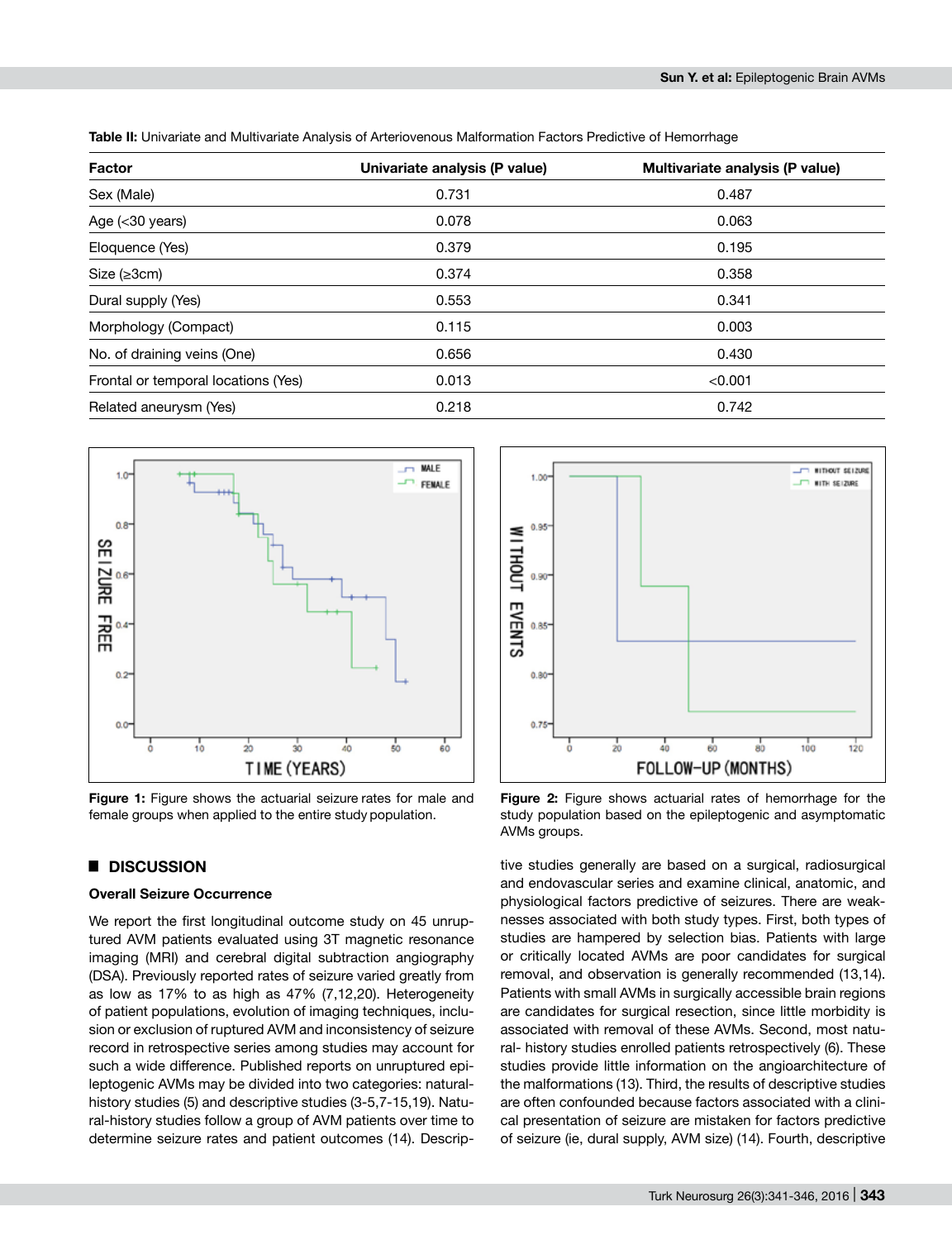**Table II:** Univariate and Multivariate Analysis of Arteriovenous Malformation Factors Predictive of Hemorrhage

| Factor | Univariate analysis (P value) | Multivariate analysis (P value) |
|---|---|---|
| Sex (Male) | 0.731 | 0.487 |
| Age (<30 years) | 0.078 | 0.063 |
| Eloquence (Yes) | 0.379 | 0.195 |
| Size (≥3cm) | 0.374 | 0.358 |
| Dural supply (Yes) | 0.553 | 0.341 |
| Morphology (Compact) | 0.115 | 0.003 |
| No. of draining veins (One) | 0.656 | 0.430 |
| Frontal or temporal locations (Yes) | 0.013 | <0.001 |
| Related aneurysm (Yes) | 0.218 | 0.742 |

**Figure 1:** Figure shows the actuarial seizure rates for male and female groups when applied to the entire study population.

**Figure 2:** Figure shows actuarial rates of hemorrhage for the study population based on the epileptogenic and asymptomatic AVMs groups.

## DISCUSSION

### Overall Seizure Occurrence

We report the first longitudinal outcome study on 45 unruptured AVM patients evaluated using 3T magnetic resonance imaging (MRI) and cerebral digital subtraction angiography (DSA). Previously reported rates of seizure varied greatly from as low as 17% to as high as 47% (7,12,20). Heterogeneity of patient populations, evolution of imaging techniques, inclusion or exclusion of ruptured AVM and inconsistency of seizure record in retrospective series among studies may account for such a wide difference. Published reports on unruptured epileptogenic AVMs may be divided into two categories: natural-history studies (5) and descriptive studies (3-5,7-15,19). Natural-history studies follow a group of AVM patients over time to determine seizure rates and patient outcomes (14). Descriptive studies generally are based on a surgical, radiosurgical and endovascular series and examine clinical, anatomic, and physiological factors predictive of seizures. There are weaknesses associated with both study types. First, both types of studies are hampered by selection bias. Patients with large or critically located AVMs are poor candidates for surgical removal, and observation is generally recommended (13,14). Patients with small AVMs in surgically accessible brain regions are candidates for surgical resection, since little morbidity is associated with removal of these AVMs. Second, most natural- history studies enrolled patients retrospectively (6). These studies provide little information on the angioarchitecture of the malformations (13). Third, the results of descriptive studies are often confounded because factors associated with a clinical presentation of seizure are mistaken for factors predictive of seizure (ie, dural supply, AVM size) (14). Fourth, descriptive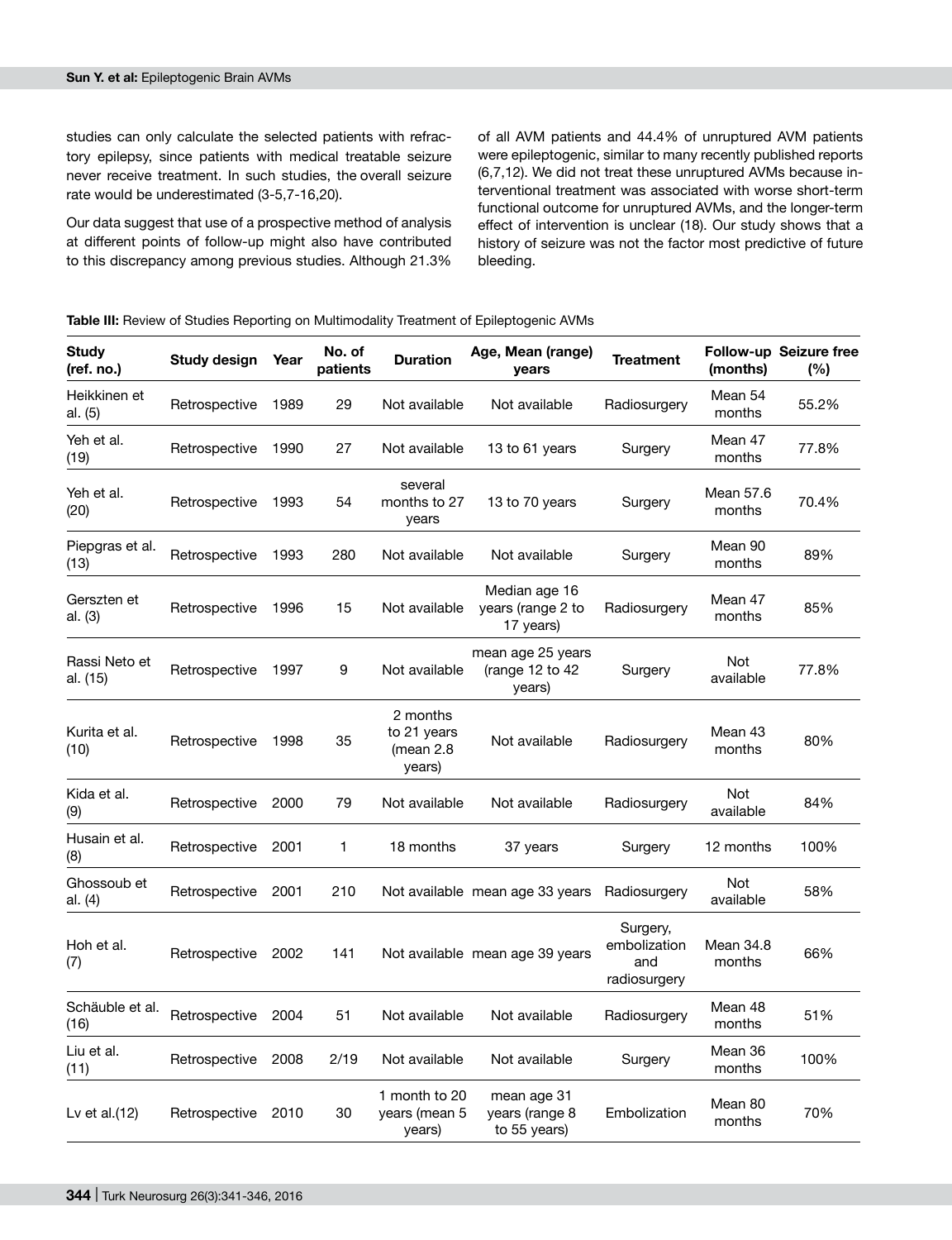studies can only calculate the selected patients with refractory epilepsy, since patients with medical treatable seizure never receive treatment. In such studies, the overall seizure rate would be underestimated (3-5,7-16,20).

Our data suggest that use of a prospective method of analysis at different points of follow-up might also have contributed to this discrepancy among previous studies. Although 21.3% of all AVM patients and 44.4% of unruptured AVM patients were epileptogenic, similar to many recently published reports (6,7,12). We did not treat these unruptured AVMs because interventional treatment was associated with worse short-term functional outcome for unruptured AVMs, and the longer-term effect of intervention is unclear (18). Our study shows that a history of seizure was not the factor most predictive of future bleeding.

**Table III:** Review of Studies Reporting on Multimodality Treatment of Epileptogenic AVMs

| Study (ref. no.) | Study design | Year | No. of patients | Duration | Age, Mean (range) years | Treatment | Follow-up (months) | Seizure free (%) |
|---|---|---|---|---|---|---|---|---|
| Heikkinen et al. (5) | Retrospective | 1989 | 29 | Not available | Not available | Radiosurgery | Mean 54 months | 55.2% |
| Yeh et al. (19) | Retrospective | 1990 | 27 | Not available | 13 to 61 years | Surgery | Mean 47 months | 77.8% |
| Yeh et al. (20) | Retrospective | 1993 | 54 | several months to 27 years | 13 to 70 years | Surgery | Mean 57.6 months | 70.4% |
| Piepgras et al. (13) | Retrospective | 1993 | 280 | Not available | Not available | Surgery | Mean 90 months | 89% |
| Gerszten et al. (3) | Retrospective | 1996 | 15 | Not available | Median age 16 years (range 2 to 17 years) | Radiosurgery | Mean 47 months | 85% |
| Rassi Neto et al. (15) | Retrospective | 1997 | 9 | Not available | mean age 25 years (range 12 to 42 years) | Surgery | Not available | 77.8% |
| Kurita et al. (10) | Retrospective | 1998 | 35 | 2 months to 21 years (mean 2.8 years) | Not available | Radiosurgery | Mean 43 months | 80% |
| Kida et al. (9) | Retrospective | 2000 | 79 | Not available | Not available | Radiosurgery | Not available | 84% |
| Husain et al. (8) | Retrospective | 2001 | 1 | 18 months | 37 years | Surgery | 12 months | 100% |
| Ghossoub et al. (4) | Retrospective | 2001 | 210 | Not available | mean age 33 years | Radiosurgery | Not available | 58% |
| Hoh et al. (7) | Retrospective | 2002 | 141 | Not available | mean age 39 years | Surgery, embolization and radiosurgery | Mean 34.8 months | 66% |
| Schäuble et al. (16) | Retrospective | 2004 | 51 | Not available | Not available | Radiosurgery | Mean 48 months | 51% |
| Liu et al. (11) | Retrospective | 2008 | 2/19 | Not available | Not available | Surgery | Mean 36 months | 100% |
| Lv et al.(12) | Retrospective | 2010 | 30 | 1 month to 20 years (mean 5 years) | mean age 31 years (range 8 to 55 years) | Embolization | Mean 80 months | 70% |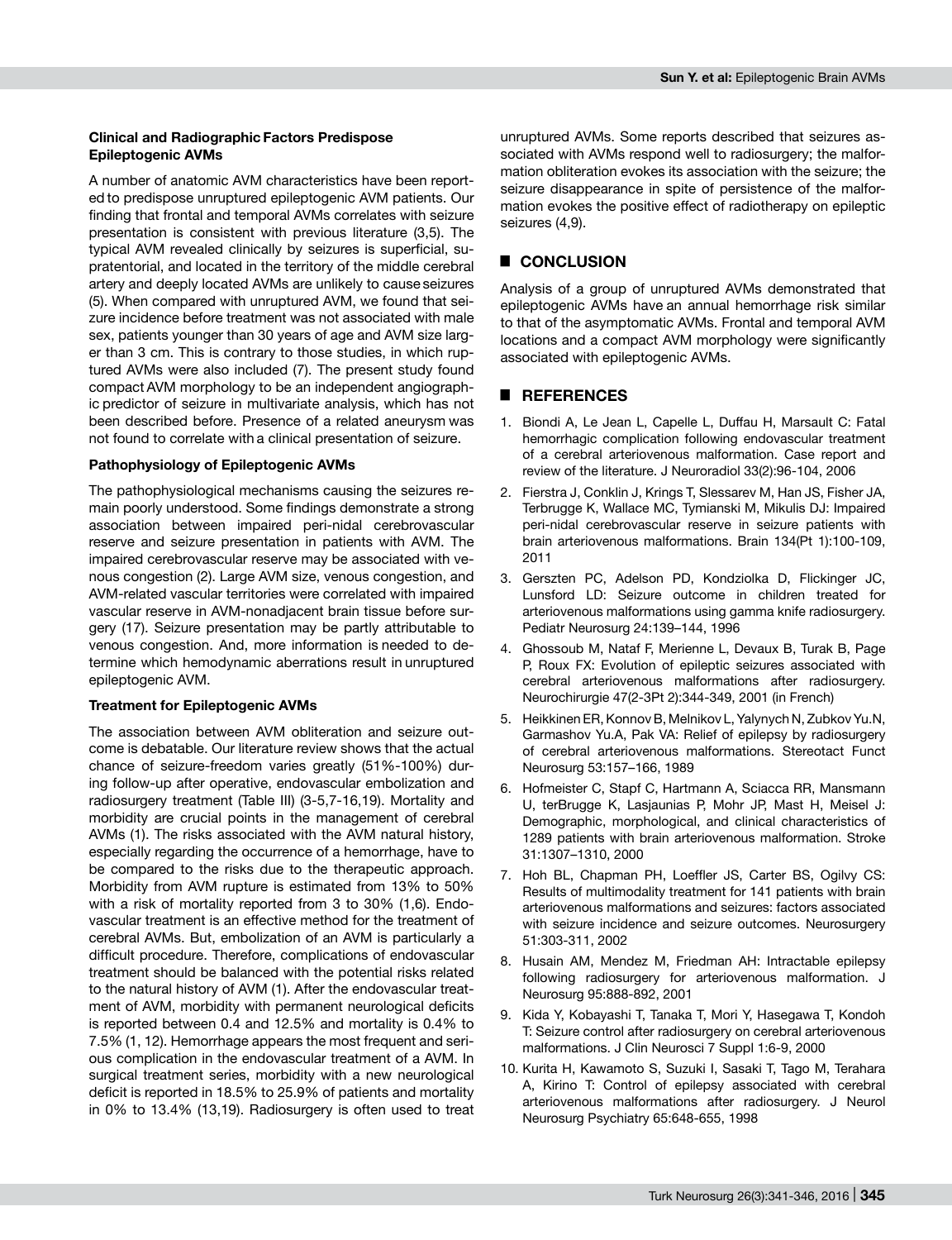### Clinical and Radiographic Factors Predispose Epileptogenic AVMs

A number of anatomic AVM characteristics have been reported to predispose unruptured epileptogenic AVM patients. Our finding that frontal and temporal AVMs correlates with seizure presentation is consistent with previous literature (3,5). The typical AVM revealed clinically by seizures is superficial, supratentorial, and located in the territory of the middle cerebral artery and deeply located AVMs are unlikely to cause seizures (5). When compared with unruptured AVM, we found that seizure incidence before treatment was not associated with male sex, patients younger than 30 years of age and AVM size larger than 3 cm. This is contrary to those studies, in which ruptured AVMs were also included (7). The present study found compact AVM morphology to be an independent angiographic predictor of seizure in multivariate analysis, which has not been described before. Presence of a related aneurysm was not found to correlate with a clinical presentation of seizure.

### Pathophysiology of Epileptogenic AVMs

The pathophysiological mechanisms causing the seizures remain poorly understood. Some findings demonstrate a strong association between impaired peri-nidal cerebrovascular reserve and seizure presentation in patients with AVM. The impaired cerebrovascular reserve may be associated with venous congestion (2). Large AVM size, venous congestion, and AVM-related vascular territories were correlated with impaired vascular reserve in AVM-nonadjacent brain tissue before surgery (17). Seizure presentation may be partly attributable to venous congestion. And, more information is needed to determine which hemodynamic aberrations result in unruptured epileptogenic AVM.

### Treatment for Epileptogenic AVMs

The association between AVM obliteration and seizure outcome is debatable. Our literature review shows that the actual chance of seizure-freedom varies greatly (51%-100%) during follow-up after operative, endovascular embolization and radiosurgery treatment (Table III) (3-5,7-16,19). Mortality and morbidity are crucial points in the management of cerebral AVMs (1). The risks associated with the AVM natural history, especially regarding the occurrence of a hemorrhage, have to be compared to the risks due to the therapeutic approach. Morbidity from AVM rupture is estimated from 13% to 50% with a risk of mortality reported from 3 to 30% (1,6). Endovascular treatment is an effective method for the treatment of cerebral AVMs. But, embolization of an AVM is particularly a difficult procedure. Therefore, complications of endovascular treatment should be balanced with the potential risks related to the natural history of AVM (1). After the endovascular treatment of AVM, morbidity with permanent neurological deficits is reported between 0.4 and 12.5% and mortality is 0.4% to 7.5% (1, 12). Hemorrhage appears the most frequent and serious complication in the endovascular treatment of a AVM. In surgical treatment series, morbidity with a new neurological deficit is reported in 18.5% to 25.9% of patients and mortality in 0% to 13.4% (13,19). Radiosurgery is often used to treat unruptured AVMs. Some reports described that seizures associated with AVMs respond well to radiosurgery; the malformation obliteration evokes its association with the seizure; the seizure disappearance in spite of persistence of the malformation evokes the positive effect of radiotherapy on epileptic seizures (4,9).

## CONCLUSION

Analysis of a group of unruptured AVMs demonstrated that epileptogenic AVMs have an annual hemorrhage risk similar to that of the asymptomatic AVMs. Frontal and temporal AVM locations and a compact AVM morphology were significantly associated with epileptogenic AVMs.

## REFERENCES

1. Biondi A, Le Jean L, Capelle L, Duffau H, Marsault C: Fatal hemorrhagic complication following endovascular treatment of a cerebral arteriovenous malformation. Case report and review of the literature. J Neuroradiol 33(2):96-104, 2006
2. Fierstra J, Conklin J, Krings T, Slessarev M, Han JS, Fisher JA, Terbrugge K, Wallace MC, Tymianski M, Mikulis DJ: Impaired peri-nidal cerebrovascular reserve in seizure patients with brain arteriovenous malformations. Brain 134(Pt 1):100-109, 2011
3. Gerszten PC, Adelson PD, Kondziolka D, Flickinger JC, Lunsford LD: Seizure outcome in children treated for arteriovenous malformations using gamma knife radiosurgery. Pediatr Neurosurg 24:139–144, 1996
4. Ghossoub M, Nataf F, Merienne L, Devaux B, Turak B, Page P, Roux FX: Evolution of epileptic seizures associated with cerebral arteriovenous malformations after radiosurgery. Neurochirurgie 47(2-3Pt 2):344-349, 2001 (in French)
5. Heikkinen ER, Konnov B, Melnikov L, Yalynych N, Zubkov Yu.N, Garmashov Yu.A, Pak VA: Relief of epilepsy by radiosurgery of cerebral arteriovenous malformations. Stereotact Funct Neurosurg 53:157–166, 1989
6. Hofmeister C, Stapf C, Hartmann A, Sciacca RR, Mansmann U, terBrugge K, Lasjaunias P, Mohr JP, Mast H, Meisel J: Demographic, morphological, and clinical characteristics of 1289 patients with brain arteriovenous malformation. Stroke 31:1307–1310, 2000
7. Hoh BL, Chapman PH, Loeffler JS, Carter BS, Ogilvy CS: Results of multimodality treatment for 141 patients with brain arteriovenous malformations and seizures: factors associated with seizure incidence and seizure outcomes. Neurosurgery 51:303-311, 2002
8. Husain AM, Mendez M, Friedman AH: Intractable epilepsy following radiosurgery for arteriovenous malformation. J Neurosurg 95:888-892, 2001
9. Kida Y, Kobayashi T, Tanaka T, Mori Y, Hasegawa T, Kondoh T: Seizure control after radiosurgery on cerebral arteriovenous malformations. J Clin Neurosci 7 Suppl 1:6-9, 2000
10. Kurita H, Kawamoto S, Suzuki I, Sasaki T, Tago M, Terahara A, Kirino T: Control of epilepsy associated with cerebral arteriovenous malformations after radiosurgery. J Neurol Neurosurg Psychiatry 65:648-655, 1998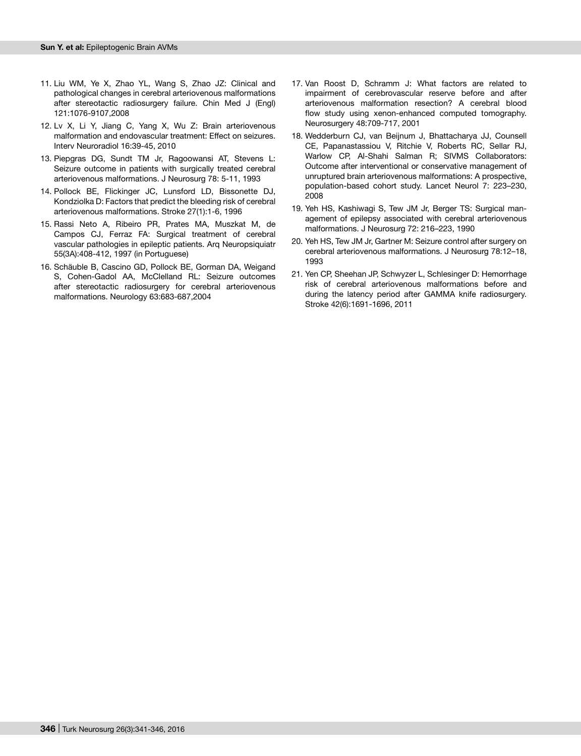11. Liu WM, Ye X, Zhao YL, Wang S, Zhao JZ: Clinical and pathological changes in cerebral arteriovenous malformations after stereotactic radiosurgery failure. Chin Med J (Engl) 121:1076-9107,2008
12. Lv X, Li Y, Jiang C, Yang X, Wu Z: Brain arteriovenous malformation and endovascular treatment: Effect on seizures. Interv Neuroradiol 16:39-45, 2010
13. Piepgras DG, Sundt TM Jr, Ragoowansi AT, Stevens L: Seizure outcome in patients with surgically treated cerebral arteriovenous malformations. J Neurosurg 78: 5-11, 1993
14. Pollock BE, Flickinger JC, Lunsford LD, Bissonette DJ, Kondziolka D: Factors that predict the bleeding risk of cerebral arteriovenous malformations. Stroke 27(1):1-6, 1996
15. Rassi Neto A, Ribeiro PR, Prates MA, Muszkat M, de Campos CJ, Ferraz FA: Surgical treatment of cerebral vascular pathologies in epileptic patients. Arq Neuropsiquiatr 55(3A):408-412, 1997 (in Portuguese)
16. Schäuble B, Cascino GD, Pollock BE, Gorman DA, Weigand S, Cohen-Gadol AA, McClelland RL: Seizure outcomes after stereotactic radiosurgery for cerebral arteriovenous malformations. Neurology 63:683-687,2004
17. Van Roost D, Schramm J: What factors are related to impairment of cerebrovascular reserve before and after arteriovenous malformation resection? A cerebral blood flow study using xenon-enhanced computed tomography. Neurosurgery 48:709-717, 2001
18. Wedderburn CJ, van Beijnum J, Bhattacharya JJ, Counsell CE, Papanastassiou V, Ritchie V, Roberts RC, Sellar RJ, Warlow CP, Al-Shahi Salman R; SIVMS Collaborators: Outcome after interventional or conservative management of unruptured brain arteriovenous malformations: A prospective, population-based cohort study. Lancet Neurol 7: 223–230, 2008
19. Yeh HS, Kashiwagi S, Tew JM Jr, Berger TS: Surgical management of epilepsy associated with cerebral arteriovenous malformations. J Neurosurg 72: 216–223, 1990
20. Yeh HS, Tew JM Jr, Gartner M: Seizure control after surgery on cerebral arteriovenous malformations. J Neurosurg 78:12–18, 1993
21. Yen CP, Sheehan JP, Schwyzer L, Schlesinger D: Hemorrhage risk of cerebral arteriovenous malformations before and during the latency period after GAMMA knife radiosurgery. Stroke 42(6):1691-1696, 2011